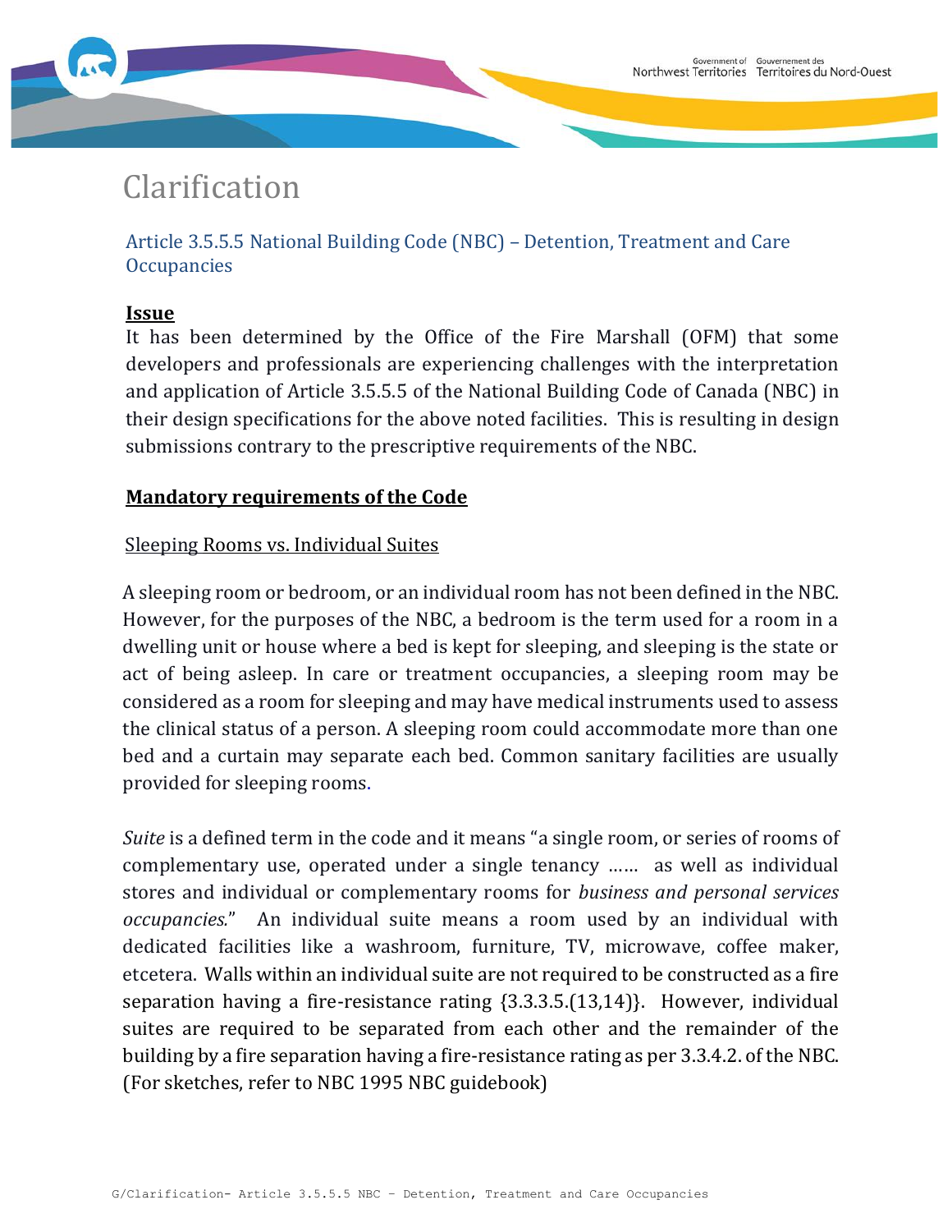# Clarification

## Article 3.5.5.5 National Building Code (NBC) – Detention, Treatment and Care Occupancies

**Issue**

It has been determined by the Office of the Fire Marshall (OFM) that some developers and professionals are experiencing challenges with the interpretation and application of Article 3.5.5.5 of the National Building Code of Canada (NBC) in their design specifications for the above noted facilities. This is resulting in design submissions contrary to the prescriptive requirements of the NBC.

**Mandatory requirements of the Code**

Sleeping Rooms vs. Individual Suites

A sleeping room or bedroom, or an individual room has not been defined in the NBC. However, for the purposes of the NBC, a bedroom is the term used for a room in a dwelling unit or house where a bed is kept for sleeping, and sleeping is the state or act of being asleep. In care or treatment occupancies, a sleeping room may be considered as a room for sleeping and may have medical instruments used to assess the clinical status of a person. A sleeping room could accommodate more than one bed and a curtain may separate each bed. Common sanitary facilities are usually provided for sleeping rooms.

*Suite* is a defined term in the code and it means "a single room, or series of rooms of complementary use, operated under a single tenancy …… as well as individual stores and individual or complementary rooms for *business and personal services occupancies.*" An individual suite means a room used by an individual with dedicated facilities like a washroom, furniture, TV, microwave, coffee maker, etcetera. Walls within an individual suite are not required to be constructed as a fire separation having a fire-resistance rating {3.3.3.5.(13,14)}. However, individual suites are required to be separated from each other and the remainder of the building by a fire separation having a fire-resistance rating as per 3.3.4.2. of the NBC. (For sketches, refer to NBC 1995 NBC guidebook)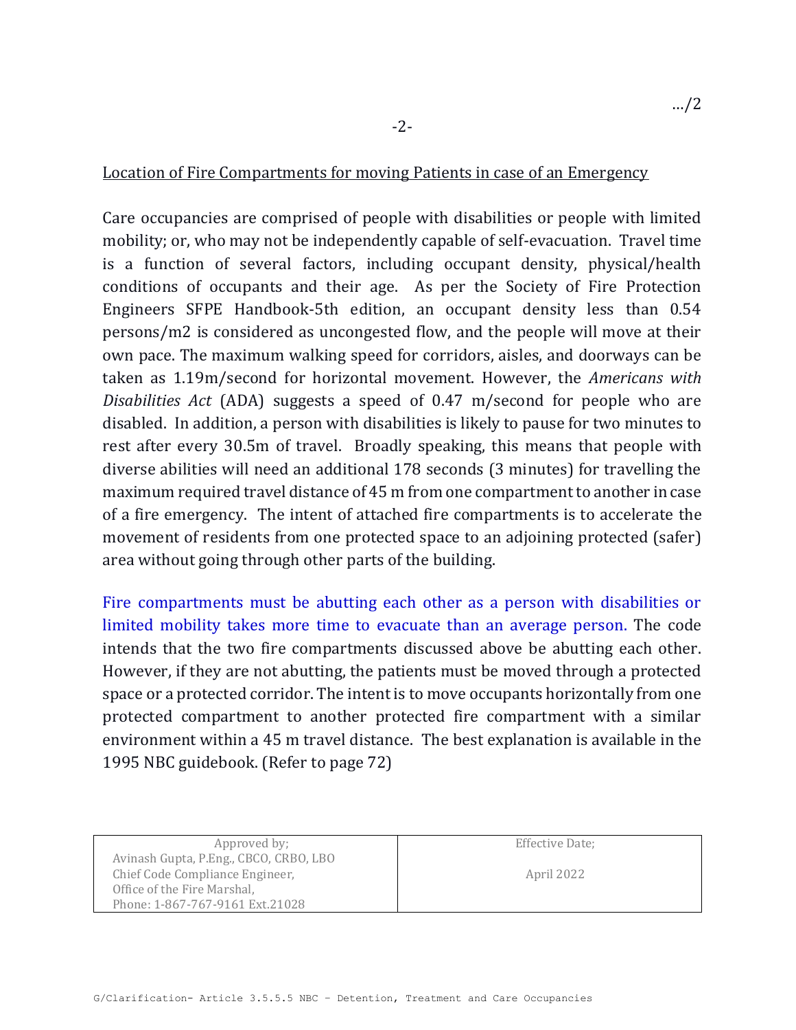## Location of Fire Compartments for moving Patients in case of an Emergency

Care occupancies are comprised of people with disabilities or people with limited mobility; or, who may not be independently capable of self-evacuation. Travel time is a function of several factors, including occupant density, physical/health conditions of occupants and their age. As per the Society of Fire Protection Engineers SFPE Handbook-5th edition, an occupant density less than 0.54 persons/m2 is considered as uncongested flow, and the people will move at their own pace. The maximum walking speed for corridors, aisles, and doorways can be taken as 1.19m/second for horizontal movement. However, the *Americans with Disabilities Act* (ADA) suggests a speed of 0.47 m/second for people who are disabled. In addition, a person with disabilities is likely to pause for two minutes to rest after every 30.5m of travel. Broadly speaking, this means that people with diverse abilities will need an additional 178 seconds (3 minutes) for travelling the maximum required travel distance of 45 m from one compartment to another in case of a fire emergency. The intent of attached fire compartments is to accelerate the movement of residents from one protected space to an adjoining protected (safer) area without going through other parts of the building.

Fire compartments must be abutting each other as a person with disabilities or limited mobility takes more time to evacuate than an average person. The code intends that the two fire compartments discussed above be abutting each other. However, if they are not abutting, the patients must be moved through a protected space or a protected corridor. The intent is to move occupants horizontally from one protected compartment to another protected fire compartment with a similar environment within a 45 m travel distance. The best explanation is available in the 1995 NBC guidebook. (Refer to page 72)

| Approved by; Avinash Gupta, P.Eng., CBCO, CRBO, LBO Chief Code Compliance Engineer, Office of the Fire Marshal, Phone: 1-867-767-9161 Ext.21028 | Effective Date; April 2022 |
|---|---|